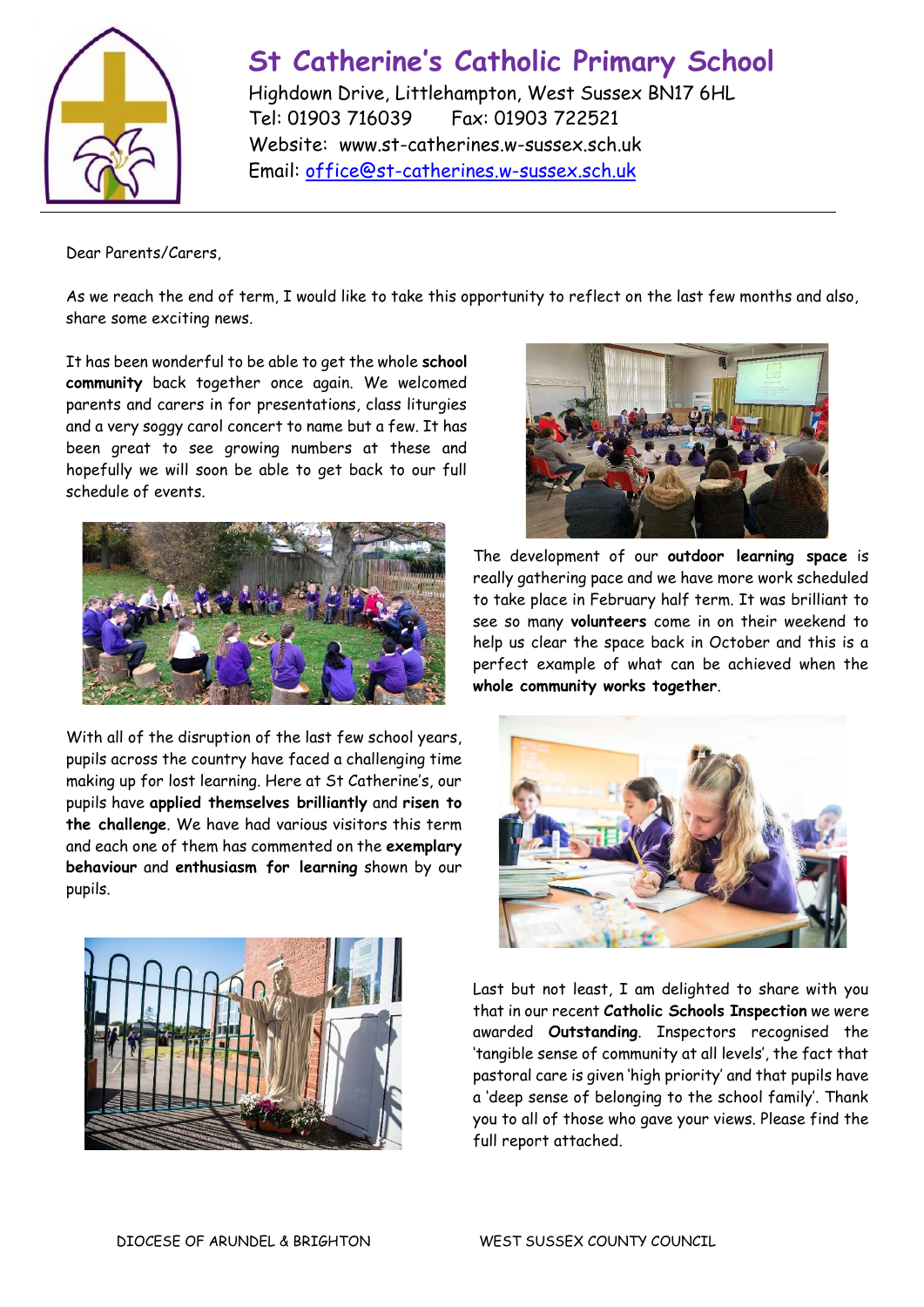# St Catherine's Catholic Primary School

Highdown Drive, Littlehampton, West Sussex BN17 6HL
Tel: 01903 716039 Fax: 01903 722521
Website: www.st-catherines.w-sussex.sch.uk
Email: office@st-catherines.w-sussex.sch.uk

Dear Parents/Carers,

As we reach the end of term, I would like to take this opportunity to reflect on the last few months and also, share some exciting news.

It has been wonderful to be able to get the whole **school community** back together once again. We welcomed parents and carers in for presentations, class liturgies and a very soggy carol concert to name but a few. It has been great to see growing numbers at these and hopefully we will soon be able to get back to our full schedule of events.

The development of our **outdoor learning space** is really gathering pace and we have more work scheduled to take place in February half term. It was brilliant to see so many **volunteers** come in on their weekend to help us clear the space back in October and this is a perfect example of what can be achieved when the **whole community works together**.

With all of the disruption of the last few school years, pupils across the country have faced a challenging time making up for lost learning. Here at St Catherine's, our pupils have **applied themselves brilliantly** and **risen to the challenge**. We have had various visitors this term and each one of them has commented on the **exemplary behaviour** and **enthusiasm for learning** shown by our pupils.

Last but not least, I am delighted to share with you that in our recent **Catholic Schools Inspection** we were awarded **Outstanding**. Inspectors recognised the 'tangible sense of community at all levels', the fact that pastoral care is given 'high priority' and that pupils have a 'deep sense of belonging to the school family'. Thank you to all of those who gave your views. Please find the full report attached.

DIOCESE OF ARUNDEL & BRIGHTON WEST SUSSEX COUNTY COUNCIL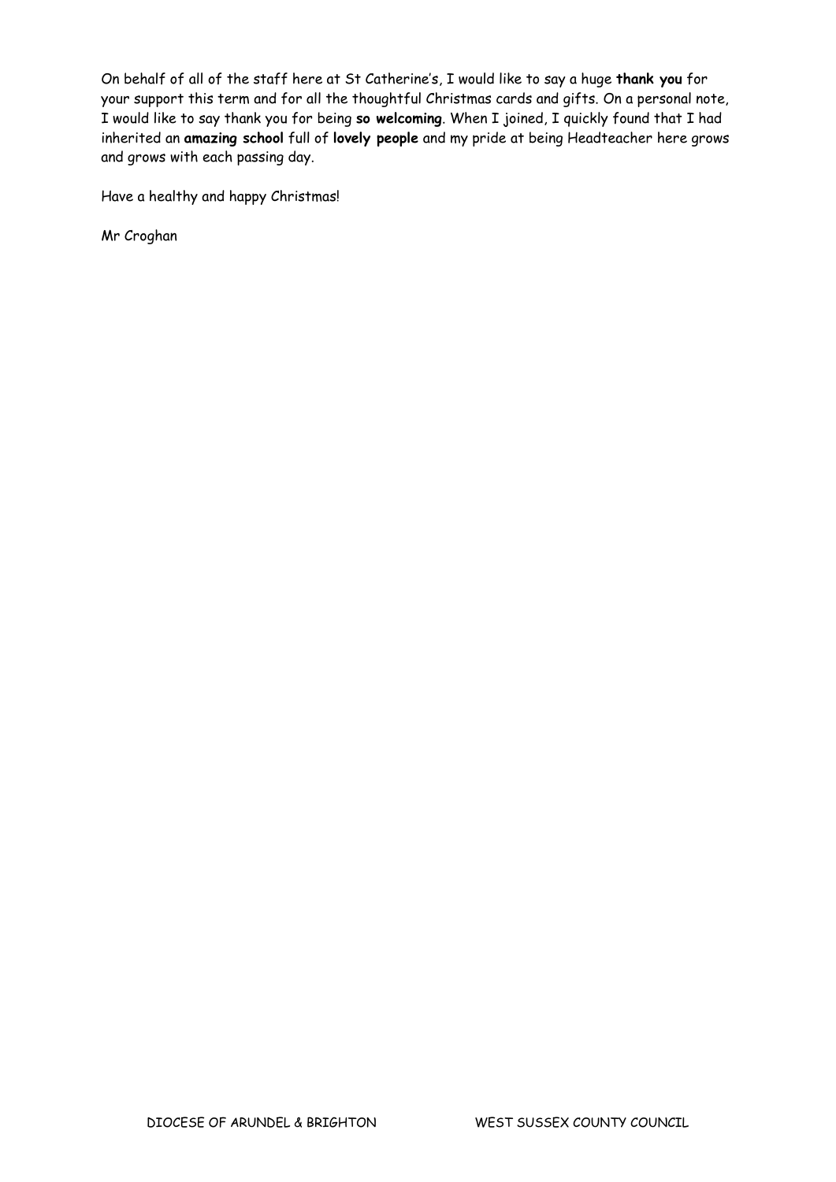On behalf of all of the staff here at St Catherine's, I would like to say a huge **thank you** for your support this term and for all the thoughtful Christmas cards and gifts. On a personal note, I would like to say thank you for being **so welcoming**. When I joined, I quickly found that I had inherited an **amazing school** full of **lovely people** and my pride at being Headteacher here grows and grows with each passing day.

Have a healthy and happy Christmas!

Mr Croghan